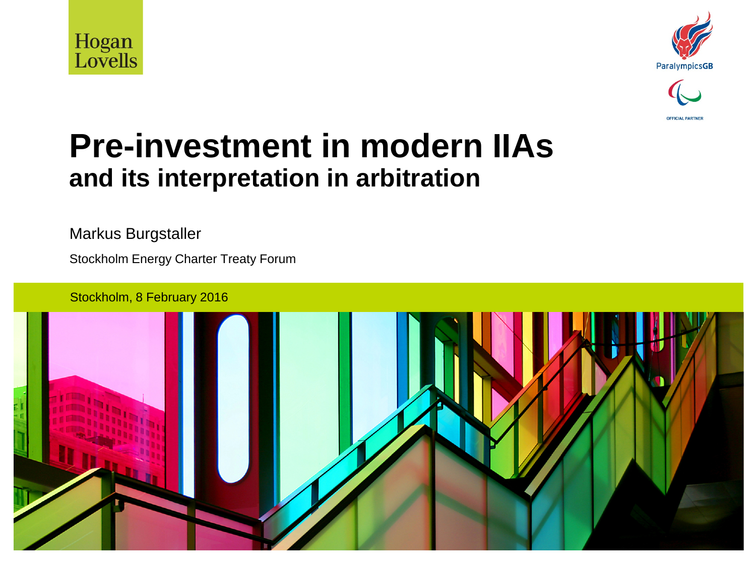Hogan Lovells

ParalympicsGB

OFFICIAL PARTNER

# Pre-investment in modern IIAs

## and its interpretation in arbitration

Markus Burgstaller

Stockholm Energy Charter Treaty Forum

Stockholm, 8 February 2016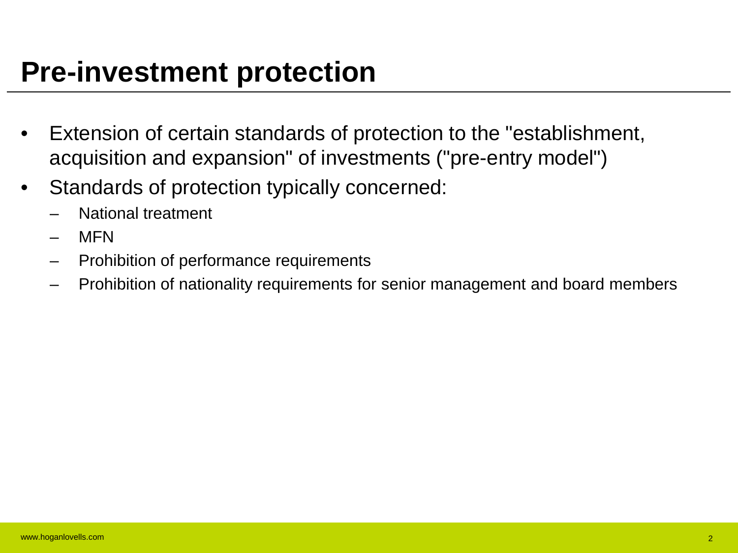# Pre-investment protection

- Extension of certain standards of protection to the "establishment, acquisition and expansion" of investments ("pre-entry model")
- Standards of protection typically concerned:
  - National treatment
  - MFN
  - Prohibition of performance requirements
  - Prohibition of nationality requirements for senior management and board members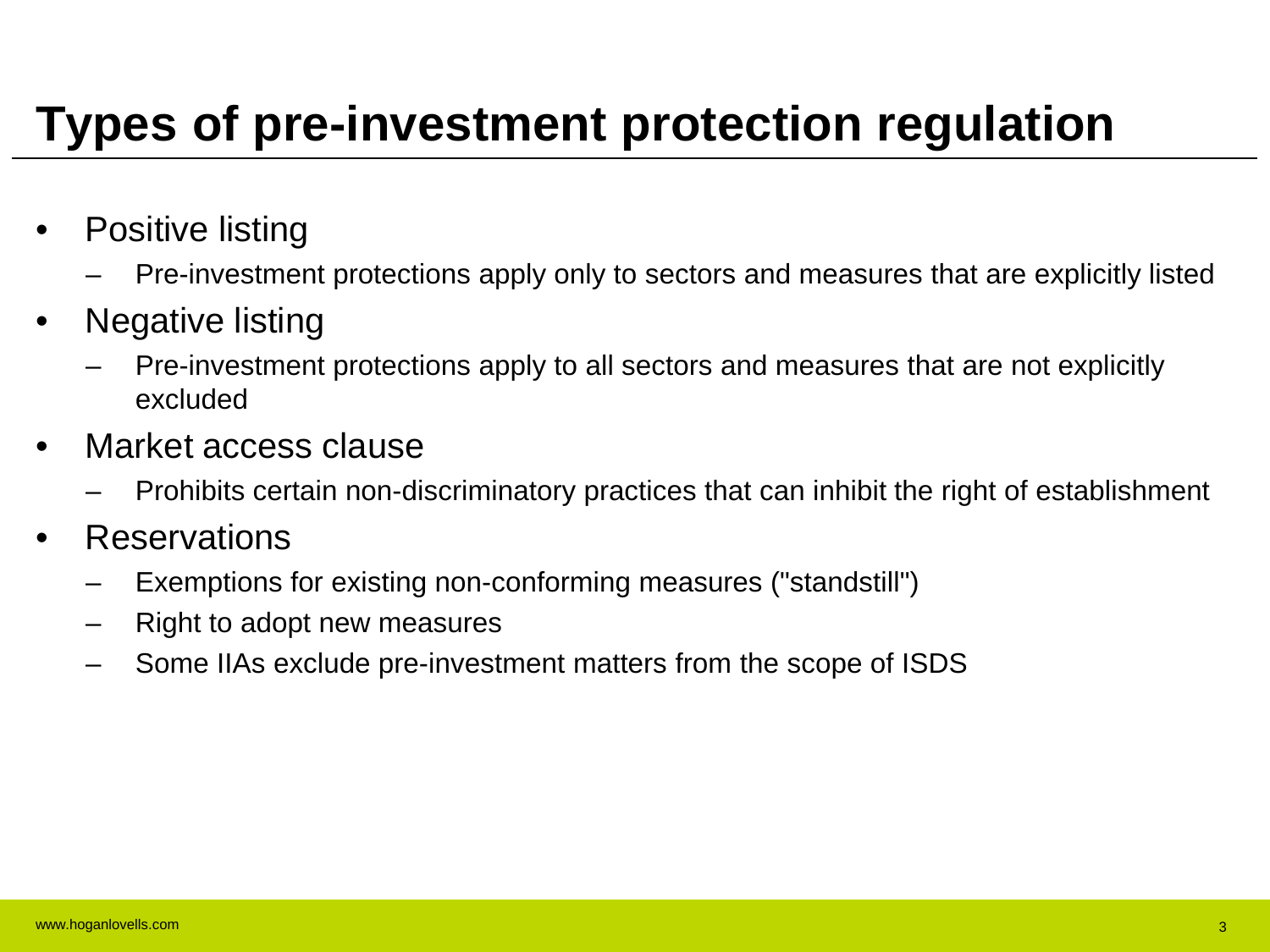# Types of pre-investment protection regulation

- Positive listing
  - Pre-investment protections apply only to sectors and measures that are explicitly listed
- Negative listing
  - Pre-investment protections apply to all sectors and measures that are not explicitly excluded
- Market access clause
  - Prohibits certain non-discriminatory practices that can inhibit the right of establishment
- Reservations
  - Exemptions for existing non-conforming measures ("standstill")
  - Right to adopt new measures
  - Some IIAs exclude pre-investment matters from the scope of ISDS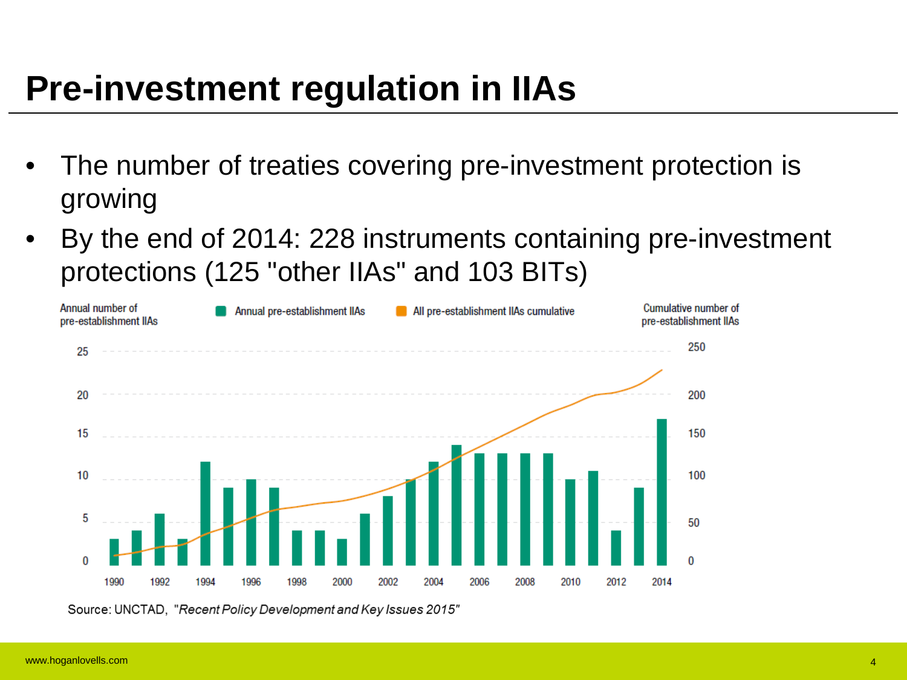# Pre-investment regulation in IIAs

- The number of treaties covering pre-investment protection is growing
- By the end of 2014: 228 instruments containing pre-investment protections (125 "other IIAs" and 103 BITs)

Source: UNCTAD, *"Recent Policy Development and Key Issues 2015"*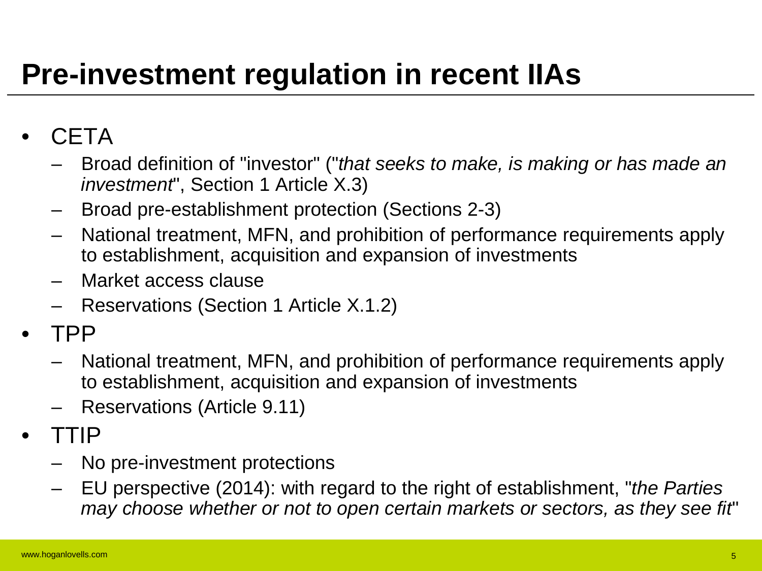# Pre-investment regulation in recent IIAs

- CETA
  - Broad definition of "investor" ("*that seeks to make, is making or has made an investment*", Section 1 Article X.3)
  - Broad pre-establishment protection (Sections 2-3)
  - National treatment, MFN, and prohibition of performance requirements apply to establishment, acquisition and expansion of investments
  - Market access clause
  - Reservations (Section 1 Article X.1.2)
- TPP
  - National treatment, MFN, and prohibition of performance requirements apply to establishment, acquisition and expansion of investments
  - Reservations (Article 9.11)
- TTIP
  - No pre-investment protections
  - EU perspective (2014): with regard to the right of establishment, "*the Parties may choose whether or not to open certain markets or sectors, as they see fit*"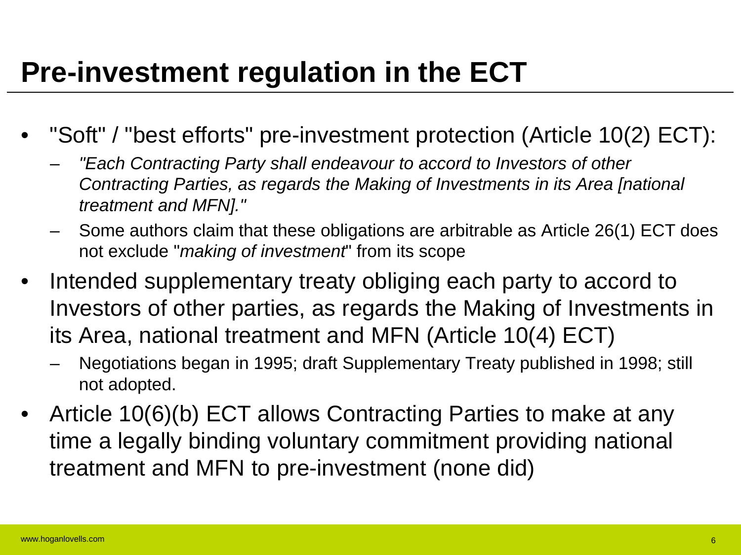# Pre-investment regulation in the ECT

- "Soft" / "best efforts" pre-investment protection (Article 10(2) ECT):
  - *"Each Contracting Party shall endeavour to accord to Investors of other Contracting Parties, as regards the Making of Investments in its Area [national treatment and MFN]."*
  - Some authors claim that these obligations are arbitrable as Article 26(1) ECT does not exclude "*making of investment*" from its scope
- Intended supplementary treaty obliging each party to accord to Investors of other parties, as regards the Making of Investments in its Area, national treatment and MFN (Article 10(4) ECT)
  - Negotiations began in 1995; draft Supplementary Treaty published in 1998; still not adopted.
- Article 10(6)(b) ECT allows Contracting Parties to make at any time a legally binding voluntary commitment providing national treatment and MFN to pre-investment (none did)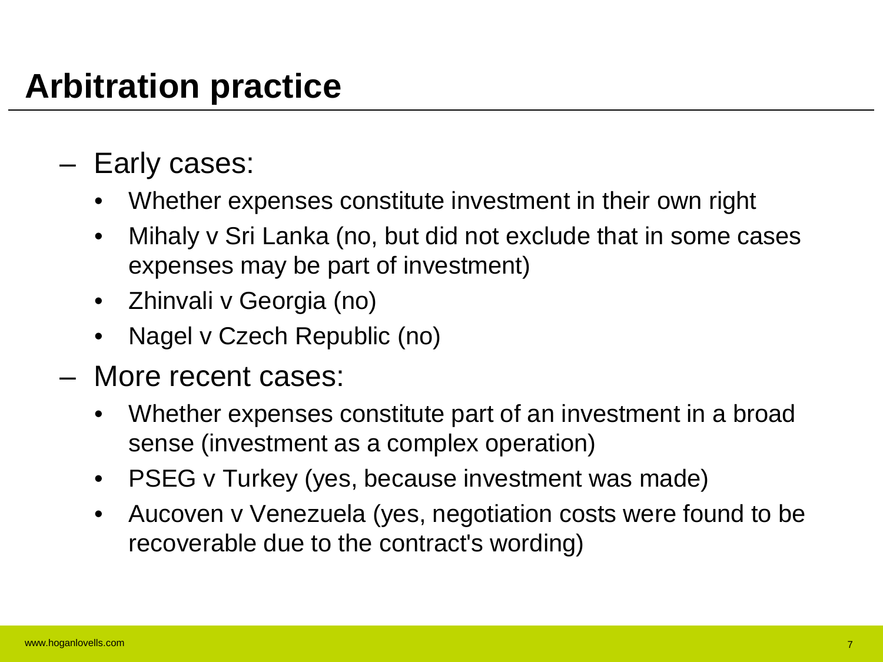# Arbitration practice

- Early cases:
  - Whether expenses constitute investment in their own right
  - Mihaly v Sri Lanka (no, but did not exclude that in some cases expenses may be part of investment)
  - Zhinvali v Georgia (no)
  - Nagel v Czech Republic (no)
- More recent cases:
  - Whether expenses constitute part of an investment in a broad sense (investment as a complex operation)
  - PSEG v Turkey (yes, because investment was made)
  - Aucoven v Venezuela (yes, negotiation costs were found to be recoverable due to the contract's wording)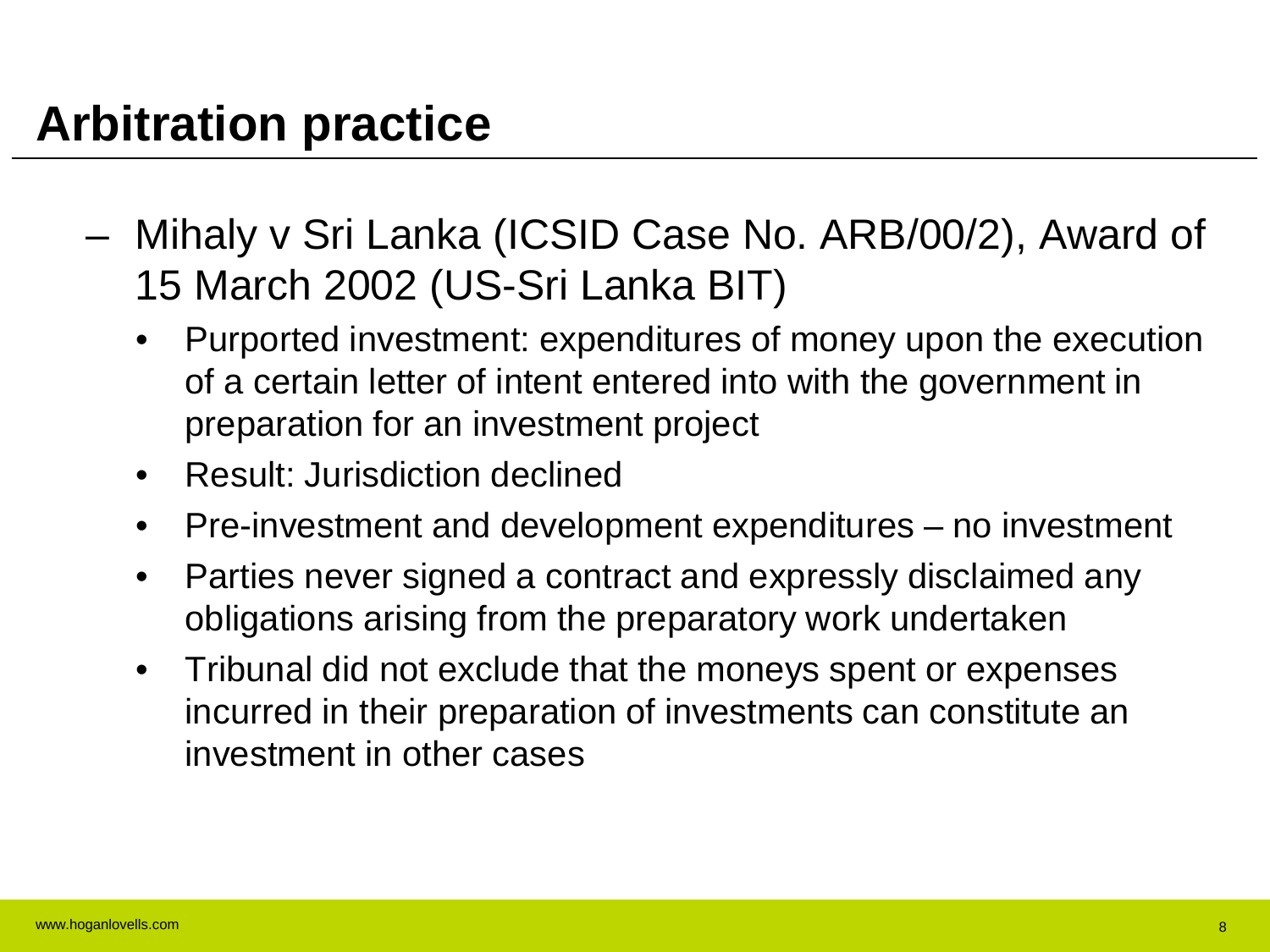# Arbitration practice

- Mihaly v Sri Lanka (ICSID Case No. ARB/00/2), Award of 15 March 2002 (US-Sri Lanka BIT)
  - Purported investment: expenditures of money upon the execution of a certain letter of intent entered into with the government in preparation for an investment project
  - Result: Jurisdiction declined
  - Pre-investment and development expenditures – no investment
  - Parties never signed a contract and expressly disclaimed any obligations arising from the preparatory work undertaken
  - Tribunal did not exclude that the moneys spent or expenses incurred in their preparation of investments can constitute an investment in other cases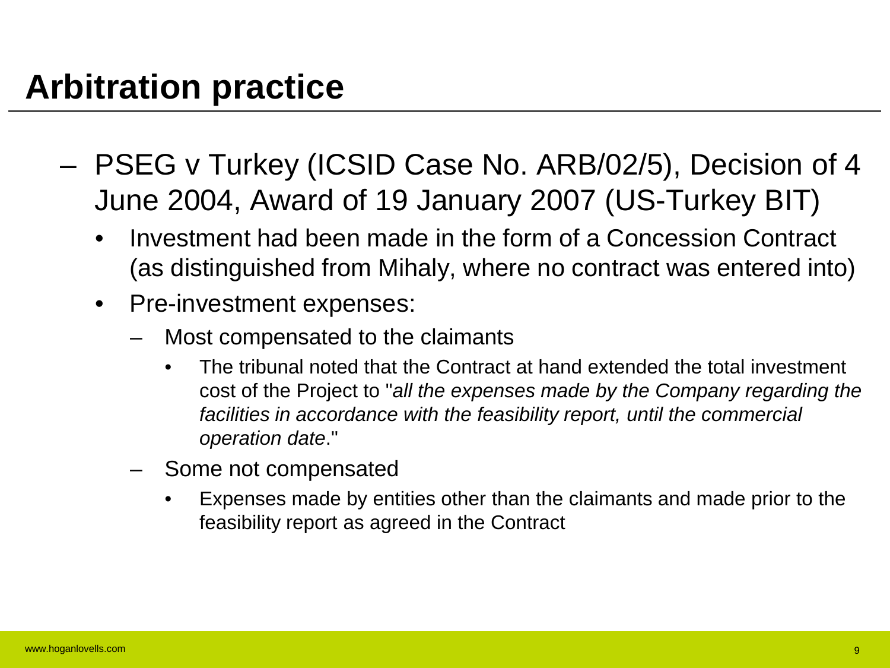# Arbitration practice

- PSEG v Turkey (ICSID Case No. ARB/02/5), Decision of 4 June 2004, Award of 19 January 2007 (US-Turkey BIT)
  - Investment had been made in the form of a Concession Contract (as distinguished from Mihaly, where no contract was entered into)
  - Pre-investment expenses:
    - Most compensated to the claimants
      - The tribunal noted that the Contract at hand extended the total investment cost of the Project to "*all the expenses made by the Company regarding the facilities in accordance with the feasibility report, until the commercial operation date*."
    - Some not compensated
      - Expenses made by entities other than the claimants and made prior to the feasibility report as agreed in the Contract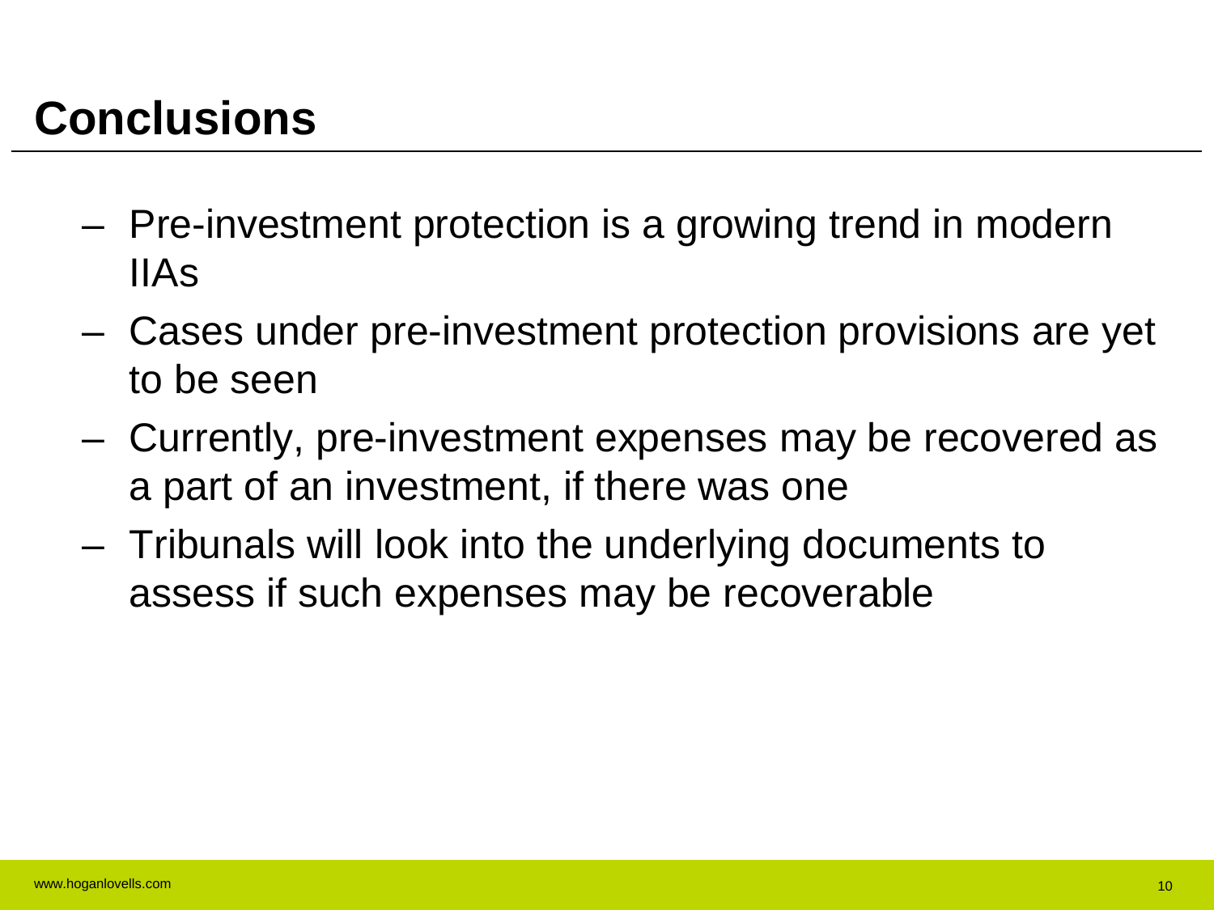# Conclusions

- Pre-investment protection is a growing trend in modern IIAs
- Cases under pre-investment protection provisions are yet to be seen
- Currently, pre-investment expenses may be recovered as a part of an investment, if there was one
- Tribunals will look into the underlying documents to assess if such expenses may be recoverable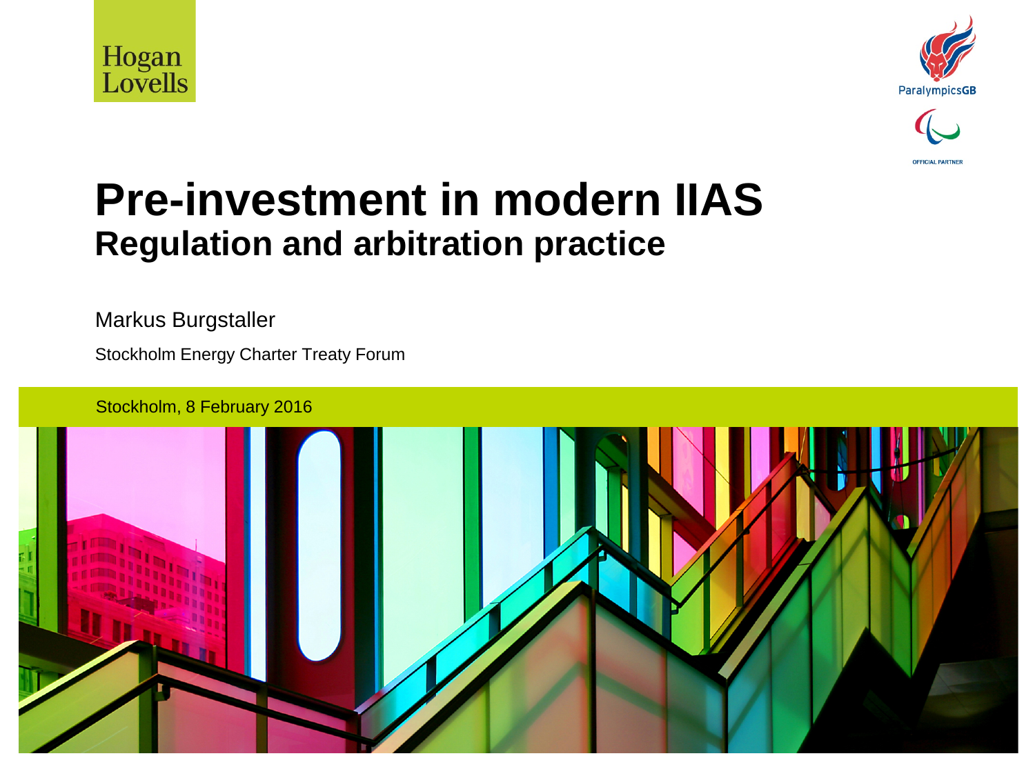Hogan Lovells

ParalympicsGB

OFFICIAL PARTNER

# Pre-investment in modern IIAS

## Regulation and arbitration practice

Markus Burgstaller

Stockholm Energy Charter Treaty Forum

Stockholm, 8 February 2016